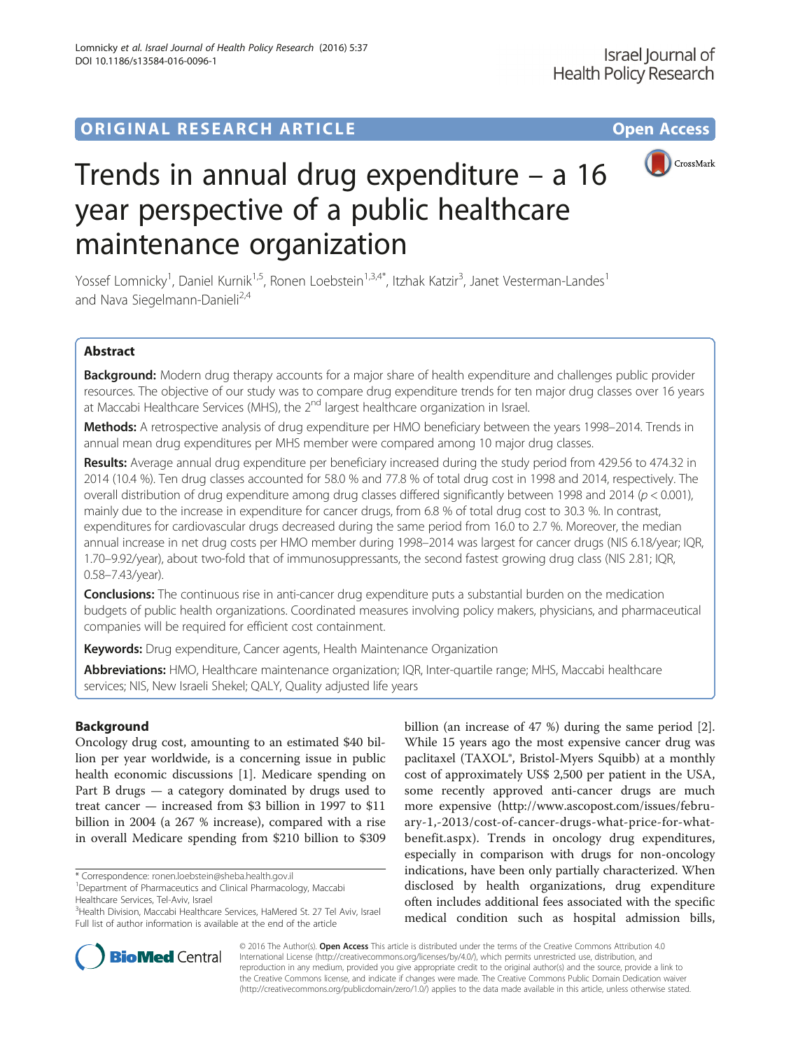ORIGINAL RESEARCH ARTICLE Open Access

# Trends in annual drug expenditure – a 16 year perspective of a public healthcare maintenance organization

Yossef Lomnicky[1], Daniel Kurnik[1,5], Ronen Loebstein[1,3,4*], Itzhak Katzir[3], Janet Vesterman-Landes[1] and Nava Siegelmann-Danieli[2,4]

## Abstract

**Background:** Modern drug therapy accounts for a major share of health expenditure and challenges public provider resources. The objective of our study was to compare drug expenditure trends for ten major drug classes over 16 years at Maccabi Healthcare Services (MHS), the 2nd largest healthcare organization in Israel.

**Methods:** A retrospective analysis of drug expenditure per HMO beneficiary between the years 1998–2014. Trends in annual mean drug expenditures per MHS member were compared among 10 major drug classes.

**Results:** Average annual drug expenditure per beneficiary increased during the study period from 429.56 to 474.32 in 2014 (10.4 %). Ten drug classes accounted for 58.0 % and 77.8 % of total drug cost in 1998 and 2014, respectively. The overall distribution of drug expenditure among drug classes differed significantly between 1998 and 2014 ($p < 0.001$), mainly due to the increase in expenditure for cancer drugs, from 6.8 % of total drug cost to 30.3 %. In contrast, expenditures for cardiovascular drugs decreased during the same period from 16.0 to 2.7 %. Moreover, the median annual increase in net drug costs per HMO member during 1998–2014 was largest for cancer drugs (NIS 6.18/year; IQR, 1.70–9.92/year), about two-fold that of immunosuppressants, the second fastest growing drug class (NIS 2.81; IQR, 0.58–7.43/year).

**Conclusions:** The continuous rise in anti-cancer drug expenditure puts a substantial burden on the medication budgets of public health organizations. Coordinated measures involving policy makers, physicians, and pharmaceutical companies will be required for efficient cost containment.

**Keywords:** Drug expenditure, Cancer agents, Health Maintenance Organization

**Abbreviations:** HMO, Healthcare maintenance organization; IQR, Inter-quartile range; MHS, Maccabi healthcare services; NIS, New Israeli Shekel; QALY, Quality adjusted life years

## Background

Oncology drug cost, amounting to an estimated $40 billion per year worldwide, is a concerning issue in public health economic discussions [1]. Medicare spending on Part B drugs — a category dominated by drugs used to treat cancer — increased from $3 billion in 1997 to $11 billion in 2004 (a 267 % increase), compared with a rise in overall Medicare spending from $210 billion to $309 billion (an increase of 47 %) during the same period [2]. While 15 years ago the most expensive cancer drug was paclitaxel (TAXOL®, Bristol-Myers Squibb) at a monthly cost of approximately US$ 2,500 per patient in the USA, some recently approved anti-cancer drugs are much more expensive (http://www.ascopost.com/issues/february-1,-2013/cost-of-cancer-drugs-what-price-for-what-benefit.aspx). Trends in oncology drug expenditures, especially in comparison with drugs for non-oncology indications, have been only partially characterized. When disclosed by health organizations, drug expenditure often includes additional fees associated with the specific medical condition such as hospital admission bills,

* Correspondence: ronen.loebstein@sheba.health.gov.il
[1]Department of Pharmaceutics and Clinical Pharmacology, Maccabi Healthcare Services, Tel-Aviv, Israel
[3]Health Division, Maccabi Healthcare Services, HaMered St. 27 Tel Aviv, Israel
Full list of author information is available at the end of the article

© 2016 The Author(s). **Open Access** This article is distributed under the terms of the Creative Commons Attribution 4.0 International License (http://creativecommons.org/licenses/by/4.0/), which permits unrestricted use, distribution, and reproduction in any medium, provided you give appropriate credit to the original author(s) and the source, provide a link to the Creative Commons license, and indicate if changes were made. The Creative Commons Public Domain Dedication waiver (http://creativecommons.org/publicdomain/zero/1.0/) applies to the data made available in this article, unless otherwise stated.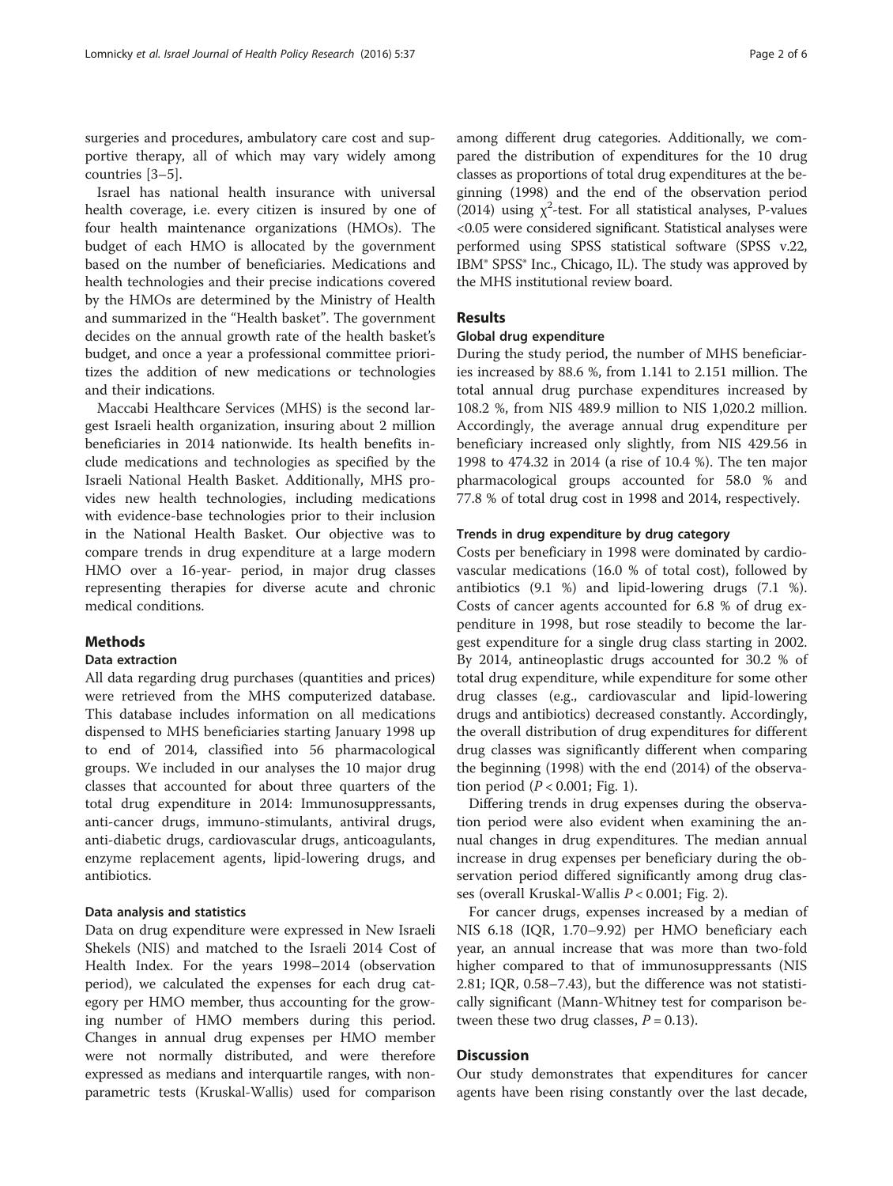surgeries and procedures, ambulatory care cost and supportive therapy, all of which may vary widely among countries [3–5].

Israel has national health insurance with universal health coverage, i.e. every citizen is insured by one of four health maintenance organizations (HMOs). The budget of each HMO is allocated by the government based on the number of beneficiaries. Medications and health technologies and their precise indications covered by the HMOs are determined by the Ministry of Health and summarized in the "Health basket". The government decides on the annual growth rate of the health basket's budget, and once a year a professional committee prioritizes the addition of new medications or technologies and their indications.

Maccabi Healthcare Services (MHS) is the second largest Israeli health organization, insuring about 2 million beneficiaries in 2014 nationwide. Its health benefits include medications and technologies as specified by the Israeli National Health Basket. Additionally, MHS provides new health technologies, including medications with evidence-base technologies prior to their inclusion in the National Health Basket. Our objective was to compare trends in drug expenditure at a large modern HMO over a 16-year- period, in major drug classes representing therapies for diverse acute and chronic medical conditions.

## Methods

### Data extraction

All data regarding drug purchases (quantities and prices) were retrieved from the MHS computerized database. This database includes information on all medications dispensed to MHS beneficiaries starting January 1998 up to end of 2014, classified into 56 pharmacological groups. We included in our analyses the 10 major drug classes that accounted for about three quarters of the total drug expenditure in 2014: Immunosuppressants, anti-cancer drugs, immuno-stimulants, antiviral drugs, anti-diabetic drugs, cardiovascular drugs, anticoagulants, enzyme replacement agents, lipid-lowering drugs, and antibiotics.

### Data analysis and statistics

Data on drug expenditure were expressed in New Israeli Shekels (NIS) and matched to the Israeli 2014 Cost of Health Index. For the years 1998–2014 (observation period), we calculated the expenses for each drug category per HMO member, thus accounting for the growing number of HMO members during this period. Changes in annual drug expenses per HMO member were not normally distributed, and were therefore expressed as medians and interquartile ranges, with nonparametric tests (Kruskal-Wallis) used for comparison among different drug categories. Additionally, we compared the distribution of expenditures for the 10 drug classes as proportions of total drug expenditures at the beginning (1998) and the end of the observation period (2014) using $\chi^2$-test. For all statistical analyses, P-values <0.05 were considered significant. Statistical analyses were performed using SPSS statistical software (SPSS v.22, IBM® SPSS® Inc., Chicago, IL). The study was approved by the MHS institutional review board.

## Results

### Global drug expenditure

During the study period, the number of MHS beneficiaries increased by 88.6 %, from 1.141 to 2.151 million. The total annual drug purchase expenditures increased by 108.2 %, from NIS 489.9 million to NIS 1,020.2 million. Accordingly, the average annual drug expenditure per beneficiary increased only slightly, from NIS 429.56 in 1998 to 474.32 in 2014 (a rise of 10.4 %). The ten major pharmacological groups accounted for 58.0 % and 77.8 % of total drug cost in 1998 and 2014, respectively.

### Trends in drug expenditure by drug category

Costs per beneficiary in 1998 were dominated by cardiovascular medications (16.0 % of total cost), followed by antibiotics (9.1 %) and lipid-lowering drugs (7.1 %). Costs of cancer agents accounted for 6.8 % of drug expenditure in 1998, but rose steadily to become the largest expenditure for a single drug class starting in 2002. By 2014, antineoplastic drugs accounted for 30.2 % of total drug expenditure, while expenditure for some other drug classes (e.g., cardiovascular and lipid-lowering drugs and antibiotics) decreased constantly. Accordingly, the overall distribution of drug expenditures for different drug classes was significantly different when comparing the beginning (1998) with the end (2014) of the observation period ($P < 0.001$; Fig. 1).

Differing trends in drug expenses during the observation period were also evident when examining the annual changes in drug expenditures. The median annual increase in drug expenses per beneficiary during the observation period differed significantly among drug classes (overall Kruskal-Wallis $P < 0.001$; Fig. 2).

For cancer drugs, expenses increased by a median of NIS 6.18 (IQR, 1.70–9.92) per HMO beneficiary each year, an annual increase that was more than two-fold higher compared to that of immunosuppressants (NIS 2.81; IQR, 0.58–7.43), but the difference was not statistically significant (Mann-Whitney test for comparison between these two drug classes, $P = 0.13$).

## Discussion

Our study demonstrates that expenditures for cancer agents have been rising constantly over the last decade,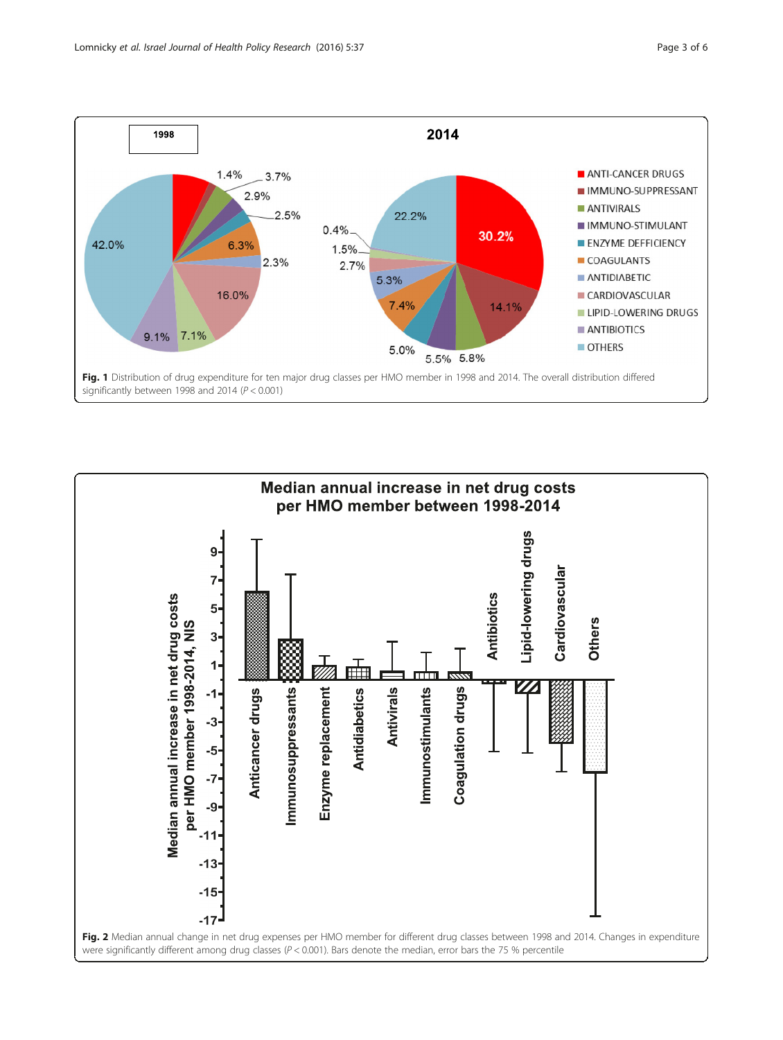**Fig. 1** Distribution of drug expenditure for ten major drug classes per HMO member in 1998 and 2014. The overall distribution differed significantly between 1998 and 2014 ($P < 0.001$)

**Fig. 2** Median annual change in net drug expenses per HMO member for different drug classes between 1998 and 2014. Changes in expenditure were significantly different among drug classes ($P < 0.001$). Bars denote the median, error bars the 75 % percentile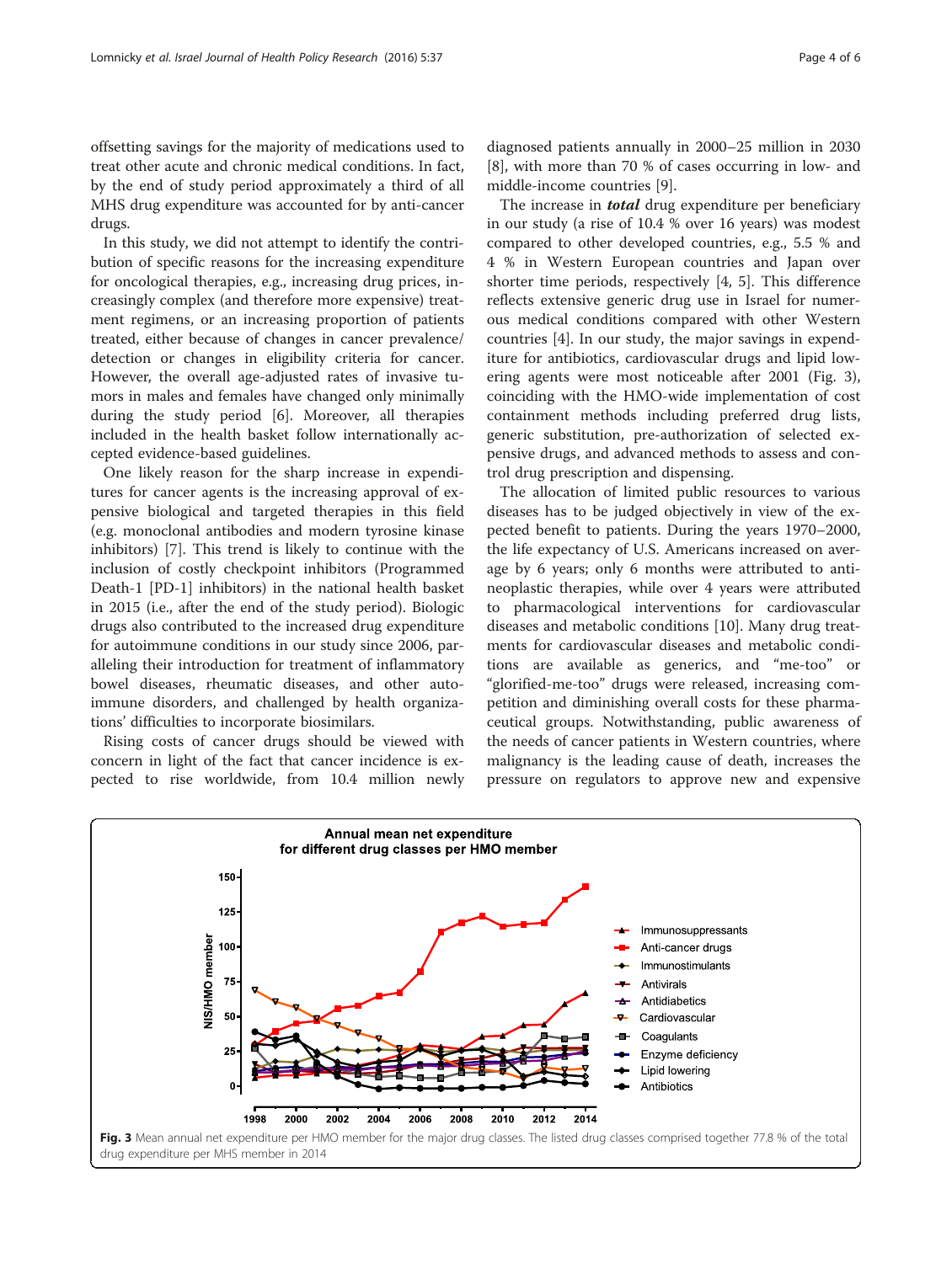offsetting savings for the majority of medications used to treat other acute and chronic medical conditions. In fact, by the end of study period approximately a third of all MHS drug expenditure was accounted for by anti-cancer drugs.

In this study, we did not attempt to identify the contribution of specific reasons for the increasing expenditure for oncological therapies, e.g., increasing drug prices, increasingly complex (and therefore more expensive) treatment regimens, or an increasing proportion of patients treated, either because of changes in cancer prevalence/detection or changes in eligibility criteria for cancer. However, the overall age-adjusted rates of invasive tumors in males and females have changed only minimally during the study period [6]. Moreover, all therapies included in the health basket follow internationally accepted evidence-based guidelines.

One likely reason for the sharp increase in expenditures for cancer agents is the increasing approval of expensive biological and targeted therapies in this field (e.g. monoclonal antibodies and modern tyrosine kinase inhibitors) [7]. This trend is likely to continue with the inclusion of costly checkpoint inhibitors (Programmed Death-1 [PD-1] inhibitors) in the national health basket in 2015 (i.e., after the end of the study period). Biologic drugs also contributed to the increased drug expenditure for autoimmune conditions in our study since 2006, paralleling their introduction for treatment of inflammatory bowel diseases, rheumatic diseases, and other autoimmune disorders, and challenged by health organizations' difficulties to incorporate biosimilars.

Rising costs of cancer drugs should be viewed with concern in light of the fact that cancer incidence is expected to rise worldwide, from 10.4 million newly diagnosed patients annually in 2000–25 million in 2030 [8], with more than 70 % of cases occurring in low- and middle-income countries [9].

The increase in ***total*** drug expenditure per beneficiary in our study (a rise of 10.4 % over 16 years) was modest compared to other developed countries, e.g., 5.5 % and 4 % in Western European countries and Japan over shorter time periods, respectively [4, 5]. This difference reflects extensive generic drug use in Israel for numerous medical conditions compared with other Western countries [4]. In our study, the major savings in expenditure for antibiotics, cardiovascular drugs and lipid lowering agents were most noticeable after 2001 (Fig. 3), coinciding with the HMO-wide implementation of cost containment methods including preferred drug lists, generic substitution, pre-authorization of selected expensive drugs, and advanced methods to assess and control drug prescription and dispensing.

The allocation of limited public resources to various diseases has to be judged objectively in view of the expected benefit to patients. During the years 1970–2000, the life expectancy of U.S. Americans increased on average by 6 years; only 6 months were attributed to antineoplastic therapies, while over 4 years were attributed to pharmacological interventions for cardiovascular diseases and metabolic conditions [10]. Many drug treatments for cardiovascular diseases and metabolic conditions are available as generics, and "me-too" or "glorified-me-too" drugs were released, increasing competition and diminishing overall costs for these pharmaceutical groups. Notwithstanding, public awareness of the needs of cancer patients in Western countries, where malignancy is the leading cause of death, increases the pressure on regulators to approve new and expensive

**Fig. 3** Mean annual net expenditure per HMO member for the major drug classes. The listed drug classes comprised together 77.8 % of the total drug expenditure per MHS member in 2014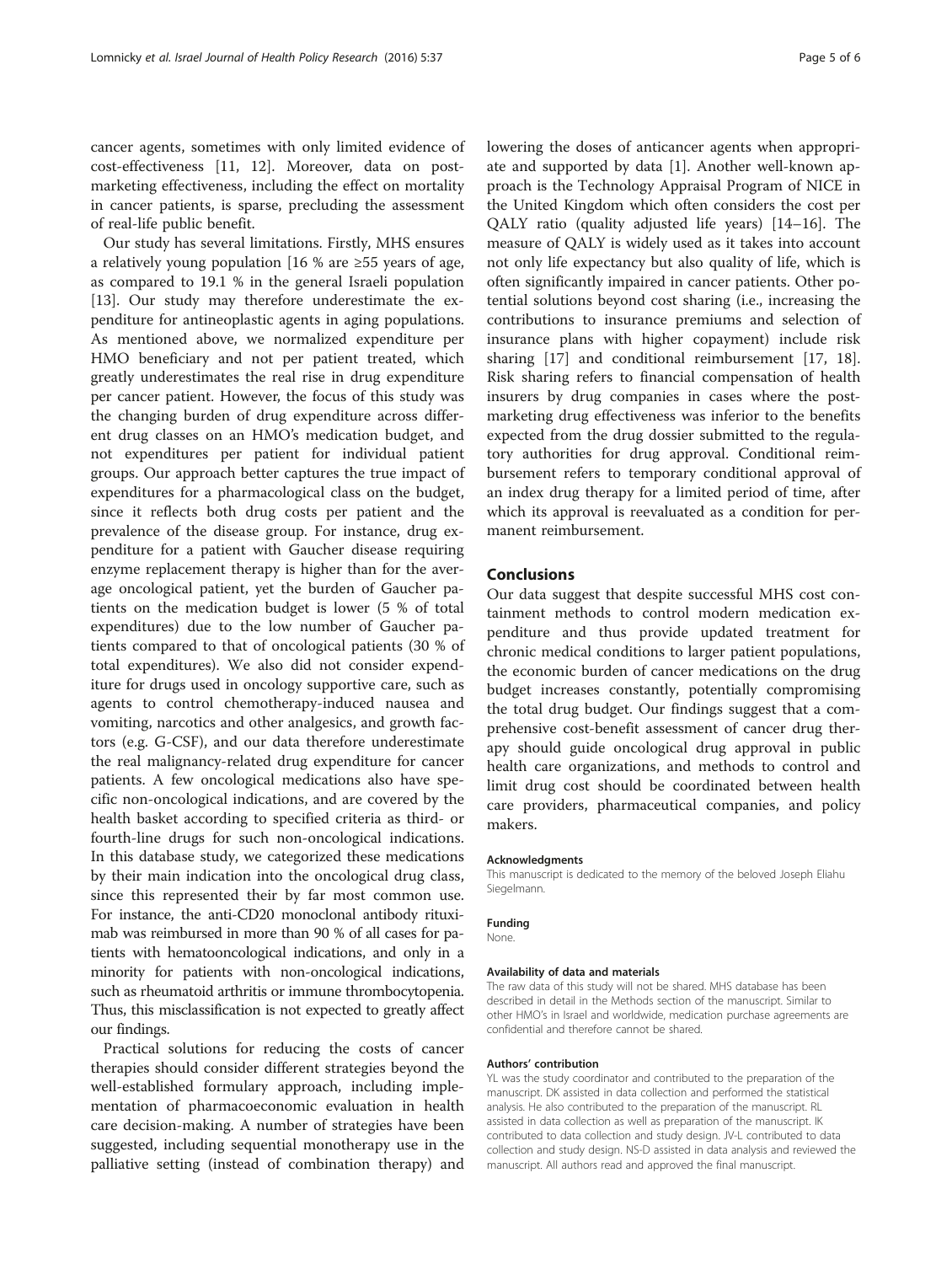cancer agents, sometimes with only limited evidence of cost-effectiveness [11, 12]. Moreover, data on post-marketing effectiveness, including the effect on mortality in cancer patients, is sparse, precluding the assessment of real-life public benefit.

Our study has several limitations. Firstly, MHS ensures a relatively young population [16 % are ≥55 years of age, as compared to 19.1 % in the general Israeli population [13]. Our study may therefore underestimate the expenditure for antineoplastic agents in aging populations. As mentioned above, we normalized expenditure per HMO beneficiary and not per patient treated, which greatly underestimates the real rise in drug expenditure per cancer patient. However, the focus of this study was the changing burden of drug expenditure across different drug classes on an HMO's medication budget, and not expenditures per patient for individual patient groups. Our approach better captures the true impact of expenditures for a pharmacological class on the budget, since it reflects both drug costs per patient and the prevalence of the disease group. For instance, drug expenditure for a patient with Gaucher disease requiring enzyme replacement therapy is higher than for the average oncological patient, yet the burden of Gaucher patients on the medication budget is lower (5 % of total expenditures) due to the low number of Gaucher patients compared to that of oncological patients (30 % of total expenditures). We also did not consider expenditure for drugs used in oncology supportive care, such as agents to control chemotherapy-induced nausea and vomiting, narcotics and other analgesics, and growth factors (e.g. G-CSF), and our data therefore underestimate the real malignancy-related drug expenditure for cancer patients. A few oncological medications also have specific non-oncological indications, and are covered by the health basket according to specified criteria as third- or fourth-line drugs for such non-oncological indications. In this database study, we categorized these medications by their main indication into the oncological drug class, since this represented their by far most common use. For instance, the anti-CD20 monoclonal antibody rituximab was reimbursed in more than 90 % of all cases for patients with hematooncological indications, and only in a minority for patients with non-oncological indications, such as rheumatoid arthritis or immune thrombocytopenia. Thus, this misclassification is not expected to greatly affect our findings.

Practical solutions for reducing the costs of cancer therapies should consider different strategies beyond the well-established formulary approach, including implementation of pharmacoeconomic evaluation in health care decision-making. A number of strategies have been suggested, including sequential monotherapy use in the palliative setting (instead of combination therapy) and lowering the doses of anticancer agents when appropriate and supported by data [1]. Another well-known approach is the Technology Appraisal Program of NICE in the United Kingdom which often considers the cost per QALY ratio (quality adjusted life years) [14–16]. The measure of QALY is widely used as it takes into account not only life expectancy but also quality of life, which is often significantly impaired in cancer patients. Other potential solutions beyond cost sharing (i.e., increasing the contributions to insurance premiums and selection of insurance plans with higher copayment) include risk sharing [17] and conditional reimbursement [17, 18]. Risk sharing refers to financial compensation of health insurers by drug companies in cases where the post-marketing drug effectiveness was inferior to the benefits expected from the drug dossier submitted to the regulatory authorities for drug approval. Conditional reimbursement refers to temporary conditional approval of an index drug therapy for a limited period of time, after which its approval is reevaluated as a condition for permanent reimbursement.

## Conclusions

Our data suggest that despite successful MHS cost containment methods to control modern medication expenditure and thus provide updated treatment for chronic medical conditions to larger patient populations, the economic burden of cancer medications on the drug budget increases constantly, potentially compromising the total drug budget. Our findings suggest that a comprehensive cost-benefit assessment of cancer drug therapy should guide oncological drug approval in public health care organizations, and methods to control and limit drug cost should be coordinated between health care providers, pharmaceutical companies, and policy makers.

#### Acknowledgments

This manuscript is dedicated to the memory of the beloved Joseph Eliahu Siegelmann.

#### Funding

None.

#### Availability of data and materials

The raw data of this study will not be shared. MHS database has been described in detail in the Methods section of the manuscript. Similar to other HMO's in Israel and worldwide, medication purchase agreements are confidential and therefore cannot be shared.

#### Authors' contribution

YL was the study coordinator and contributed to the preparation of the manuscript. DK assisted in data collection and performed the statistical analysis. He also contributed to the preparation of the manuscript. RL assisted in data collection as well as preparation of the manuscript. IK contributed to data collection and study design. JV-L contributed to data collection and study design. NS-D assisted in data analysis and reviewed the manuscript. All authors read and approved the final manuscript.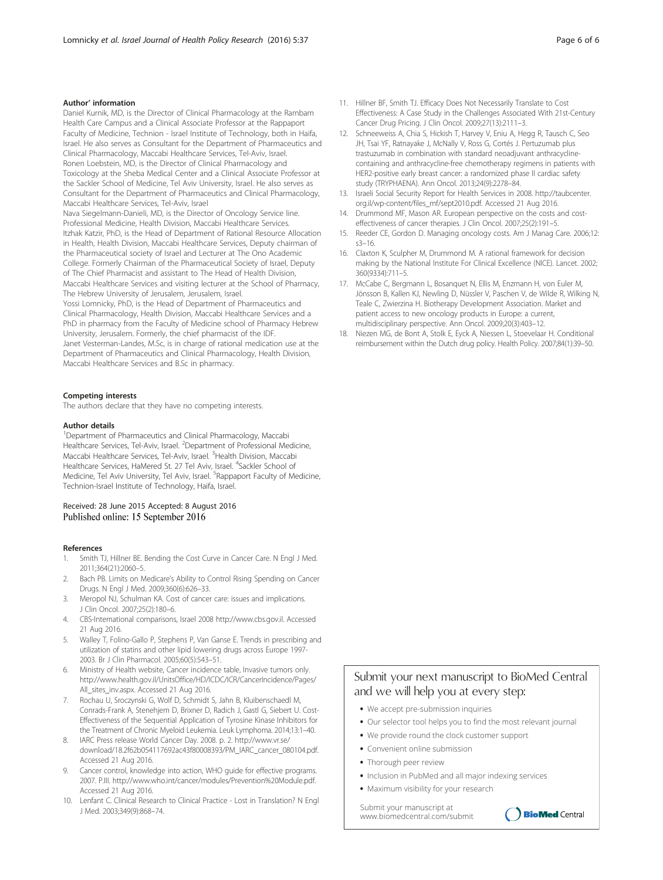### Author' information

Daniel Kurnik, MD, is the Director of Clinical Pharmacology at the Rambam Health Care Campus and a Clinical Associate Professor at the Rappaport Faculty of Medicine, Technion - Israel Institute of Technology, both in Haifa, Israel. He also serves as Consultant for the Department of Pharmaceutics and Clinical Pharmacology, Maccabi Healthcare Services, Tel-Aviv, Israel.
Ronen Loebstein, MD, is the Director of Clinical Pharmacology and Toxicology at the Sheba Medical Center and a Clinical Associate Professor at the Sackler School of Medicine, Tel Aviv University, Tel Aviv, Israel. He also serves as Consultant for the Department of Pharmaceutics and Clinical Pharmacology, Maccabi Healthcare Services, Tel-Aviv, Israel
Nava Siegelmann-Danieli, MD, is the Director of Oncology Service line. Professional Medicine, Health Division, Maccabi Healthcare Services.
Itzhak Katzir, PhD, is the Head of Department of Rational Resource Allocation in Health, Health Division, Maccabi Healthcare Services, Deputy chairman of the Pharmaceutical society of Israel and Lecturer at The Ono Academic College. Formerly Chairman of the Pharmaceutical Society of Israel, Deputy of The Chief Pharmacist and assistant to The Head of Health Division, Maccabi Healthcare Services and visiting lecturer at the School of Pharmacy, The Hebrew University of Jerusalem, Jerusalem, Israel.
Yossi Lomnicky, PhD, is the Head of Department of Pharmaceutics and Clinical Pharmacology, Health Division, Maccabi Healthcare Services and a PhD in pharmacy from the Faculty of Medicine school of Pharmacy Hebrew University, Jerusalem. Formerly, the chief pharmacist of the IDF.
Janet Vesterman-Landes, M.Sc, is in charge of rational medication use at the Department of Pharmaceutics and Clinical Pharmacology, Health Division, Maccabi Healthcare Services and B.Sc in pharmacy.

### Competing interests

The authors declare that they have no competing interests.

### Author details

[1]Department of Pharmaceutics and Clinical Pharmacology, Maccabi Healthcare Services, Tel-Aviv, Israel. [2]Department of Professional Medicine, Maccabi Healthcare Services, Tel-Aviv, Israel. [3]Health Division, Maccabi Healthcare Services, HaMered St. 27 Tel Aviv, Israel. [4]Sackler School of Medicine, Tel Aviv University, Tel Aviv, Israel. [5]Rappaport Faculty of Medicine, Technion-Israel Institute of Technology, Haifa, Israel.

Received: 28 June 2015 Accepted: 8 August 2016
Published online: 15 September 2016

### References

1. Smith TJ, Hillner BE. Bending the Cost Curve in Cancer Care. N Engl J Med. 2011;364(21):2060–5.
2. Bach PB. Limits on Medicare's Ability to Control Rising Spending on Cancer Drugs. N Engl J Med. 2009;360(6):626–33.
3. Meropol NJ, Schulman KA. Cost of cancer care: issues and implications. J Clin Oncol. 2007;25(2):180–6.
4. CBS-International comparisons, Israel 2008 http://www.cbs.gov.il. Accessed 21 Aug 2016.
5. Walley T, Folino-Gallo P, Stephens P, Van Ganse E. Trends in prescribing and utilization of statins and other lipid lowering drugs across Europe 1997-2003. Br J Clin Pharmacol. 2005;60(5):543–51.
6. Ministry of Health website, Cancer incidence table, Invasive tumors only. http://www.health.gov.il/UnitsOffice/HD/ICDC/ICR/CancerIncidence/Pages/All_sites_inv.aspx. Accessed 21 Aug 2016.
7. Rochau U, Sroczynski G, Wolf D, Schmidt S, Jahn B, Kluibenschaedl M, Conrads-Frank A, Stenehjem D, Brixner D, Radich J, Gastl G, Siebert U. Cost-Effectiveness of the Sequential Application of Tyrosine Kinase Inhibitors for the Treatment of Chronic Myeloid Leukemia. Leuk Lymphoma. 2014;13:1–40.
8. IARC Press release World Cancer Day. 2008. p. 2. http://www.vr.se/download/18.2f62b054117692ac43f80008393/PM_IARC_cancer_080104.pdf. Accessed 21 Aug 2016.
9. Cancer control, knowledge into action, WHO guide for effective programs. 2007. P.III. http://www.who.int/cancer/modules/Prevention%20Module.pdf. Accessed 21 Aug 2016.
10. Lenfant C. Clinical Research to Clinical Practice - Lost in Translation? N Engl J Med. 2003;349(9):868–74.
11. Hillner BF, Smith TJ. Efficacy Does Not Necessarily Translate to Cost Effectiveness: A Case Study in the Challenges Associated With 21st-Century Cancer Drug Pricing. J Clin Oncol. 2009;27(13):2111–3.
12. Schneeweiss A, Chia S, Hickish T, Harvey V, Eniu A, Hegg R, Tausch C, Seo JH, Tsai YF, Ratnayake J, McNally V, Ross G, Cortés J. Pertuzumab plus trastuzumab in combination with standard neoadjuvant anthracycline-containing and anthracycline-free chemotherapy regimens in patients with HER2-positive early breast cancer: a randomized phase II cardiac safety study (TRYPHAENA). Ann Oncol. 2013;24(9):2278–84.
13. Israeli Social Security Report for Health Services in 2008. http://taubcenter.org.il/wp-content/files_mf/sept2010.pdf. Accessed 21 Aug 2016.
14. Drummond MF, Mason AR. European perspective on the costs and cost-effectiveness of cancer therapies. J Clin Oncol. 2007;25(2):191–5.
15. Reeder CE, Gordon D. Managing oncology costs. Am J Manag Care. 2006;12:s3–16.
16. Claxton K, Sculpher M, Drummond M. A rational framework for decision making by the National Institute For Clinical Excellence (NICE). Lancet. 2002;360(9334):711–5.
17. McCabe C, Bergmann L, Bosanquet N, Ellis M, Enzmann H, von Euler M, Jönsson B, Kallen KJ, Newling D, Nüssler V, Paschen V, de Wilde R, Wilking N, Teale C, Zwierzina H. Biotherapy Development Association. Market and patient access to new oncology products in Europe: a current, multidisciplinary perspective. Ann Oncol. 2009;20(3):403–12.
18. Niezen MG, de Bont A, Stolk E, Eyck A, Niessen L, Stoevelaar H. Conditional reimbursement within the Dutch drug policy. Health Policy. 2007;84(1):39–50.

Submit your next manuscript to BioMed Central and we will help you at every step:

- We accept pre-submission inquiries
- Our selector tool helps you to find the most relevant journal
- We provide round the clock customer support
- Convenient online submission
- Thorough peer review
- Inclusion in PubMed and all major indexing services
- Maximum visibility for your research

Submit your manuscript at www.biomedcentral.com/submit

BioMed Central